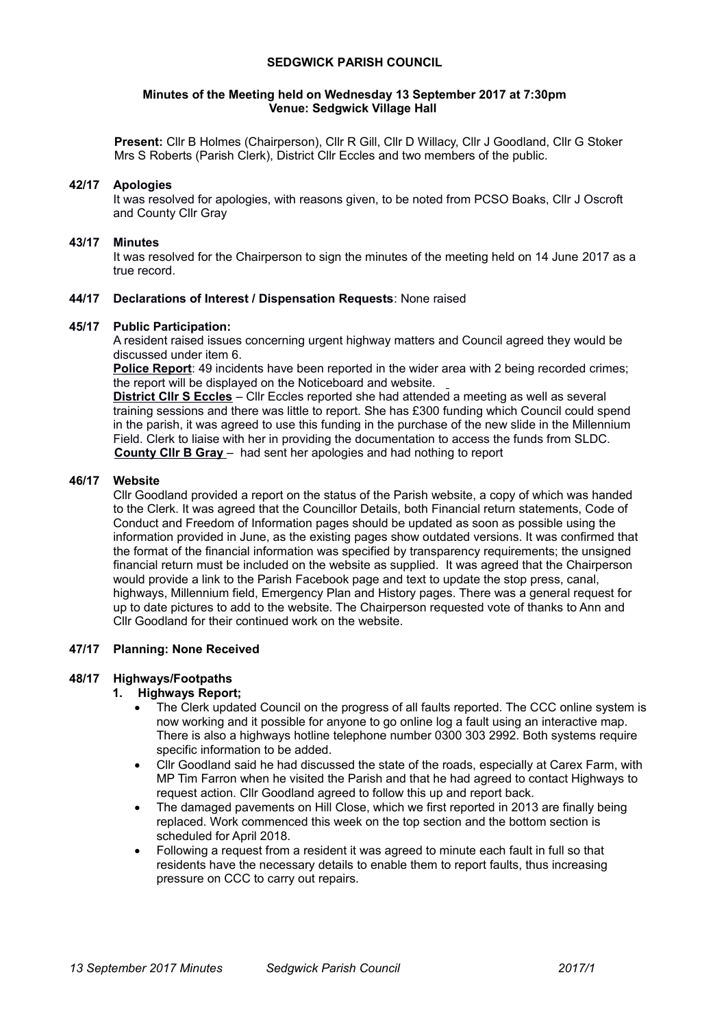# SEDGWICK PARISH COUNCIL

**Minutes of the Meeting held on Wednesday 13 September 2017 at 7:30pm**
**Venue: Sedgwick Village Hall**

**Present:** Cllr B Holmes (Chairperson), Cllr R Gill, Cllr D Willacy, Cllr J Goodland, Cllr G Stoker Mrs S Roberts (Parish Clerk), District Cllr Eccles and two members of the public.

## 42/17 Apologies

It was resolved for apologies, with reasons given, to be noted from PCSO Boaks, Cllr J Oscroft and County Cllr Gray

## 43/17 Minutes

It was resolved for the Chairperson to sign the minutes of the meeting held on 14 June 2017 as a true record.

## 44/17 Declarations of Interest / Dispensation Requests: None raised

## 45/17 Public Participation:

A resident raised issues concerning urgent highway matters and Council agreed they would be discussed under item 6.

**Police Report**: 49 incidents have been reported in the wider area with 2 being recorded crimes; the report will be displayed on the Noticeboard and website.

**District Cllr S Eccles** – Cllr Eccles reported she had attended a meeting as well as several training sessions and there was little to report. She has £300 funding which Council could spend in the parish, it was agreed to use this funding in the purchase of the new slide in the Millennium Field. Clerk to liaise with her in providing the documentation to access the funds from SLDC.

**County Cllr B Gray** – had sent her apologies and had nothing to report

## 46/17 Website

Cllr Goodland provided a report on the status of the Parish website, a copy of which was handed to the Clerk. It was agreed that the Councillor Details, both Financial return statements, Code of Conduct and Freedom of Information pages should be updated as soon as possible using the information provided in June, as the existing pages show outdated versions. It was confirmed that the format of the financial information was specified by transparency requirements; the unsigned financial return must be included on the website as supplied. It was agreed that the Chairperson would provide a link to the Parish Facebook page and text to update the stop press, canal, highways, Millennium field, Emergency Plan and History pages. There was a general request for up to date pictures to add to the website. The Chairperson requested vote of thanks to Ann and Cllr Goodland for their continued work on the website.

## 47/17 Planning: None Received

## 48/17 Highways/Footpaths

1. **Highways Report;**
   - The Clerk updated Council on the progress of all faults reported. The CCC online system is now working and it possible for anyone to go online log a fault using an interactive map. There is also a highways hotline telephone number 0300 303 2992. Both systems require specific information to be added.
   - Cllr Goodland said he had discussed the state of the roads, especially at Carex Farm, with MP Tim Farron when he visited the Parish and that he had agreed to contact Highways to request action. Cllr Goodland agreed to follow this up and report back.
   - The damaged pavements on Hill Close, which we first reported in 2013 are finally being replaced. Work commenced this week on the top section and the bottom section is scheduled for April 2018.
   - Following a request from a resident it was agreed to minute each fault in full so that residents have the necessary details to enable them to report faults, thus increasing pressure on CCC to carry out repairs.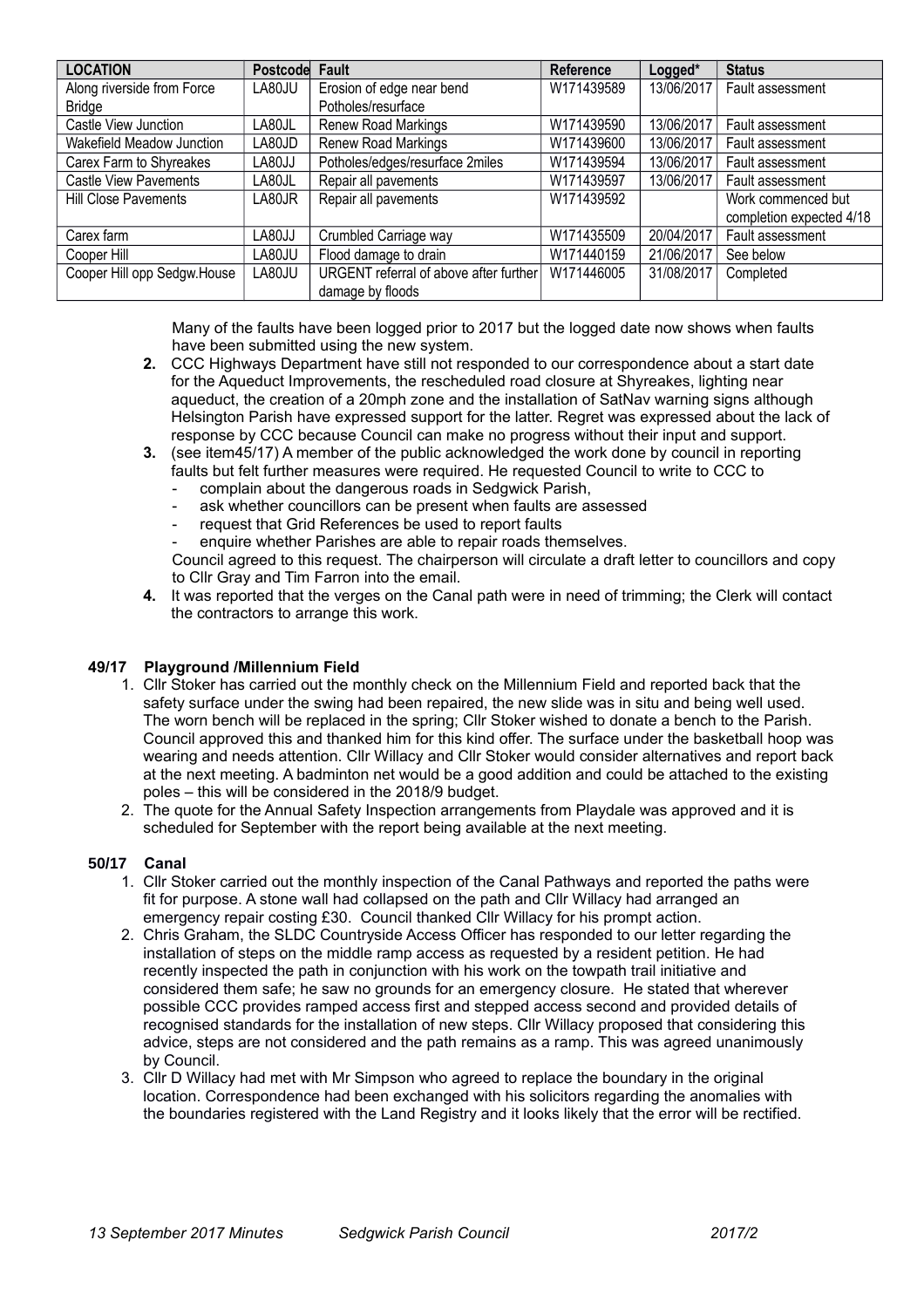| LOCATION | Postcode | Fault | Reference | Logged* | Status |
|---|---|---|---|---|---|
| Along riverside from Force Bridge | LA80JU | Erosion of edge near bend Potholes/resurface | W171439589 | 13/06/2017 | Fault assessment |
| Castle View Junction | LA80JL | Renew Road Markings | W171439590 | 13/06/2017 | Fault assessment |
| Wakefield Meadow Junction | LA80JD | Renew Road Markings | W171439600 | 13/06/2017 | Fault assessment |
| Carex Farm to Shyreakes | LA80JJ | Potholes/edges/resurface 2miles | W171439594 | 13/06/2017 | Fault assessment |
| Castle View Pavements | LA80JL | Repair all pavements | W171439597 | 13/06/2017 | Fault assessment |
| Hill Close Pavements | LA80JR | Repair all pavements | W171439592 | | Work commenced but completion expected 4/18 |
| Carex farm | LA80JJ | Crumbled Carriage way | W171435509 | 20/04/2017 | Fault assessment |
| Cooper Hill | LA80JU | Flood damage to drain | W171440159 | 21/06/2017 | See below |
| Cooper Hill opp Sedgw.House | LA80JU | URGENT referral of above after further damage by floods | W171446005 | 31/08/2017 | Completed |

Many of the faults have been logged prior to 2017 but the logged date now shows when faults have been submitted using the new system.

2. CCC Highways Department have still not responded to our correspondence about a start date for the Aqueduct Improvements, the rescheduled road closure at Shyreakes, lighting near aqueduct, the creation of a 20mph zone and the installation of SatNav warning signs although Helsington Parish have expressed support for the latter. Regret was expressed about the lack of response by CCC because Council can make no progress without their input and support.
3. (see item45/17) A member of the public acknowledged the work done by council in reporting faults but felt further measures were required. He requested Council to write to CCC to
   - complain about the dangerous roads in Sedgwick Parish,
   - ask whether councillors can be present when faults are assessed
   - request that Grid References be used to report faults
   - enquire whether Parishes are able to repair roads themselves.

   Council agreed to this request. The chairperson will circulate a draft letter to councillors and copy to Cllr Gray and Tim Farron into the email.
4. It was reported that the verges on the Canal path were in need of trimming; the Clerk will contact the contractors to arrange this work.

### 49/17 Playground /Millennium Field

1. Cllr Stoker has carried out the monthly check on the Millennium Field and reported back that the safety surface under the swing had been repaired, the new slide was in situ and being well used. The worn bench will be replaced in the spring; Cllr Stoker wished to donate a bench to the Parish. Council approved this and thanked him for this kind offer. The surface under the basketball hoop was wearing and needs attention. Cllr Willacy and Cllr Stoker would consider alternatives and report back at the next meeting. A badminton net would be a good addition and could be attached to the existing poles – this will be considered in the 2018/9 budget.
2. The quote for the Annual Safety Inspection arrangements from Playdale was approved and it is scheduled for September with the report being available at the next meeting.

### 50/17 Canal

1. Cllr Stoker carried out the monthly inspection of the Canal Pathways and reported the paths were fit for purpose. A stone wall had collapsed on the path and Cllr Willacy had arranged an emergency repair costing £30. Council thanked Cllr Willacy for his prompt action.
2. Chris Graham, the SLDC Countryside Access Officer has responded to our letter regarding the installation of steps on the middle ramp access as requested by a resident petition. He had recently inspected the path in conjunction with his work on the towpath trail initiative and considered them safe; he saw no grounds for an emergency closure. He stated that wherever possible CCC provides ramped access first and stepped access second and provided details of recognised standards for the installation of new steps. Cllr Willacy proposed that considering this advice, steps are not considered and the path remains as a ramp. This was agreed unanimously by Council.
3. Cllr D Willacy had met with Mr Simpson who agreed to replace the boundary in the original location. Correspondence had been exchanged with his solicitors regarding the anomalies with the boundaries registered with the Land Registry and it looks likely that the error will be rectified.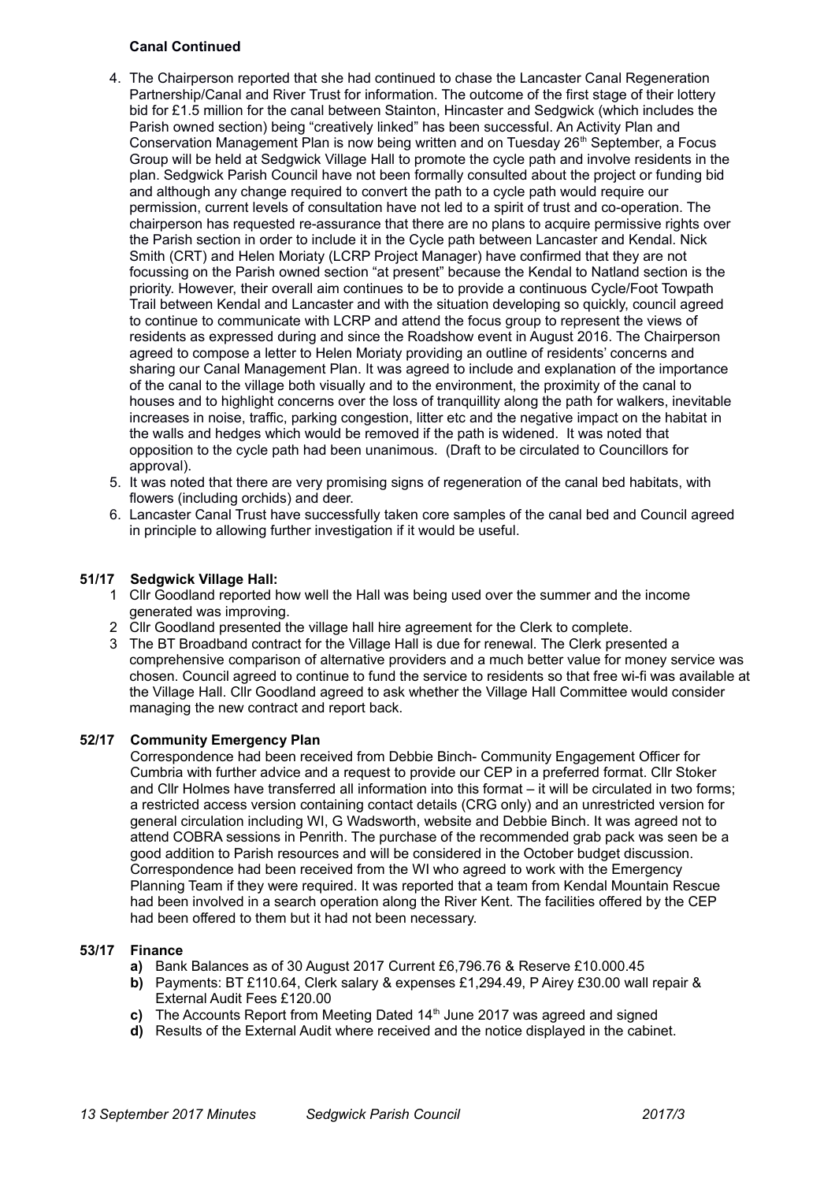**Canal Continued**

4. The Chairperson reported that she had continued to chase the Lancaster Canal Regeneration Partnership/Canal and River Trust for information. The outcome of the first stage of their lottery bid for £1.5 million for the canal between Stainton, Hincaster and Sedgwick (which includes the Parish owned section) being "creatively linked" has been successful. An Activity Plan and Conservation Management Plan is now being written and on Tuesday 26th September, a Focus Group will be held at Sedgwick Village Hall to promote the cycle path and involve residents in the plan. Sedgwick Parish Council have not been formally consulted about the project or funding bid and although any change required to convert the path to a cycle path would require our permission, current levels of consultation have not led to a spirit of trust and co-operation. The chairperson has requested re-assurance that there are no plans to acquire permissive rights over the Parish section in order to include it in the Cycle path between Lancaster and Kendal. Nick Smith (CRT) and Helen Moriaty (LCRP Project Manager) have confirmed that they are not focussing on the Parish owned section "at present" because the Kendal to Natland section is the priority. However, their overall aim continues to be to provide a continuous Cycle/Foot Towpath Trail between Kendal and Lancaster and with the situation developing so quickly, council agreed to continue to communicate with LCRP and attend the focus group to represent the views of residents as expressed during and since the Roadshow event in August 2016. The Chairperson agreed to compose a letter to Helen Moriaty providing an outline of residents' concerns and sharing our Canal Management Plan. It was agreed to include and explanation of the importance of the canal to the village both visually and to the environment, the proximity of the canal to houses and to highlight concerns over the loss of tranquillity along the path for walkers, inevitable increases in noise, traffic, parking congestion, litter etc and the negative impact on the habitat in the walls and hedges which would be removed if the path is widened. It was noted that opposition to the cycle path had been unanimous. (Draft to be circulated to Councillors for approval).
5. It was noted that there are very promising signs of regeneration of the canal bed habitats, with flowers (including orchids) and deer.
6. Lancaster Canal Trust have successfully taken core samples of the canal bed and Council agreed in principle to allowing further investigation if it would be useful.

**51/17 Sedgwick Village Hall:**

1. Cllr Goodland reported how well the Hall was being used over the summer and the income generated was improving.
2. Cllr Goodland presented the village hall hire agreement for the Clerk to complete.
3. The BT Broadband contract for the Village Hall is due for renewal. The Clerk presented a comprehensive comparison of alternative providers and a much better value for money service was chosen. Council agreed to continue to fund the service to residents so that free wi-fi was available at the Village Hall. Cllr Goodland agreed to ask whether the Village Hall Committee would consider managing the new contract and report back.

**52/17 Community Emergency Plan**

Correspondence had been received from Debbie Binch- Community Engagement Officer for Cumbria with further advice and a request to provide our CEP in a preferred format. Cllr Stoker and Cllr Holmes have transferred all information into this format – it will be circulated in two forms; a restricted access version containing contact details (CRG only) and an unrestricted version for general circulation including WI, G Wadsworth, website and Debbie Binch. It was agreed not to attend COBRA sessions in Penrith. The purchase of the recommended grab pack was seen be a good addition to Parish resources and will be considered in the October budget discussion. Correspondence had been received from the WI who agreed to work with the Emergency Planning Team if they were required. It was reported that a team from Kendal Mountain Rescue had been involved in a search operation along the River Kent. The facilities offered by the CEP had been offered to them but it had not been necessary.

**53/17 Finance**

- **a)** Bank Balances as of 30 August 2017 Current £6,796.76 & Reserve £10.000.45
- **b)** Payments: BT £110.64, Clerk salary & expenses £1,294.49, P Airey £30.00 wall repair & External Audit Fees £120.00
- **c)** The Accounts Report from Meeting Dated 14th June 2017 was agreed and signed
- **d)** Results of the External Audit where received and the notice displayed in the cabinet.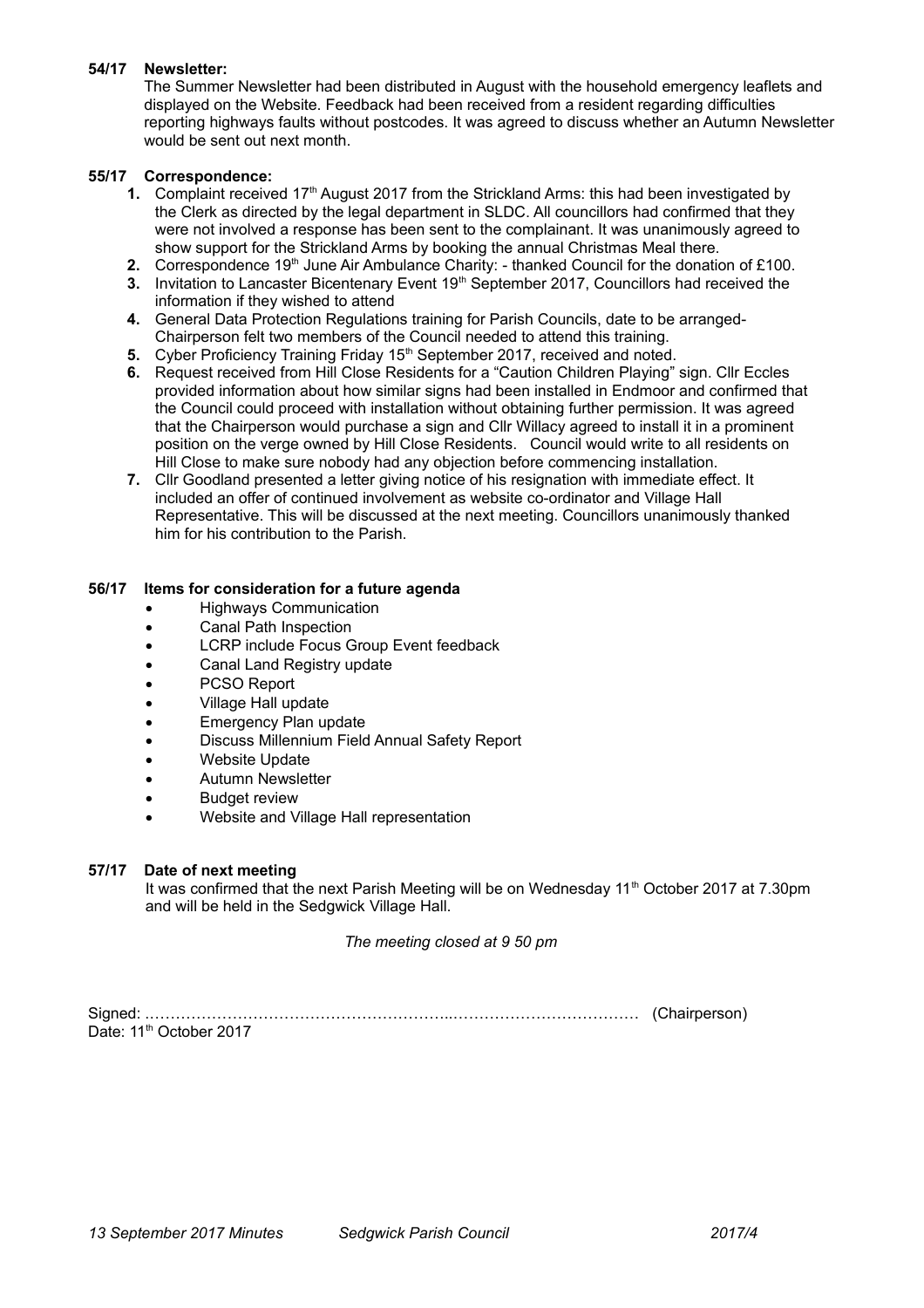**54/17 Newsletter:**

The Summer Newsletter had been distributed in August with the household emergency leaflets and displayed on the Website. Feedback had been received from a resident regarding difficulties reporting highways faults without postcodes. It was agreed to discuss whether an Autumn Newsletter would be sent out next month.

**55/17 Correspondence:**

1. Complaint received 17th August 2017 from the Strickland Arms: this had been investigated by the Clerk as directed by the legal department in SLDC. All councillors had confirmed that they were not involved a response has been sent to the complainant. It was unanimously agreed to show support for the Strickland Arms by booking the annual Christmas Meal there.
2. Correspondence 19th June Air Ambulance Charity: - thanked Council for the donation of £100.
3. Invitation to Lancaster Bicentenary Event 19th September 2017, Councillors had received the information if they wished to attend
4. General Data Protection Regulations training for Parish Councils, date to be arranged- Chairperson felt two members of the Council needed to attend this training.
5. Cyber Proficiency Training Friday 15th September 2017, received and noted.
6. Request received from Hill Close Residents for a "Caution Children Playing" sign. Cllr Eccles provided information about how similar signs had been installed in Endmoor and confirmed that the Council could proceed with installation without obtaining further permission. It was agreed that the Chairperson would purchase a sign and Cllr Willacy agreed to install it in a prominent position on the verge owned by Hill Close Residents. Council would write to all residents on Hill Close to make sure nobody had any objection before commencing installation.
7. Cllr Goodland presented a letter giving notice of his resignation with immediate effect. It included an offer of continued involvement as website co-ordinator and Village Hall Representative. This will be discussed at the next meeting. Councillors unanimously thanked him for his contribution to the Parish.

**56/17 Items for consideration for a future agenda**

- Highways Communication
- Canal Path Inspection
- LCRP include Focus Group Event feedback
- Canal Land Registry update
- PCSO Report
- Village Hall update
- Emergency Plan update
- Discuss Millennium Field Annual Safety Report
- Website Update
- Autumn Newsletter
- Budget review
- Website and Village Hall representation

**57/17 Date of next meeting**

It was confirmed that the next Parish Meeting will be on Wednesday 11th October 2017 at 7.30pm and will be held in the Sedgwick Village Hall.

*The meeting closed at 9 50 pm*

Signed: ………………………………………………………..……………………………… (Chairperson)

Date: 11th October 2017